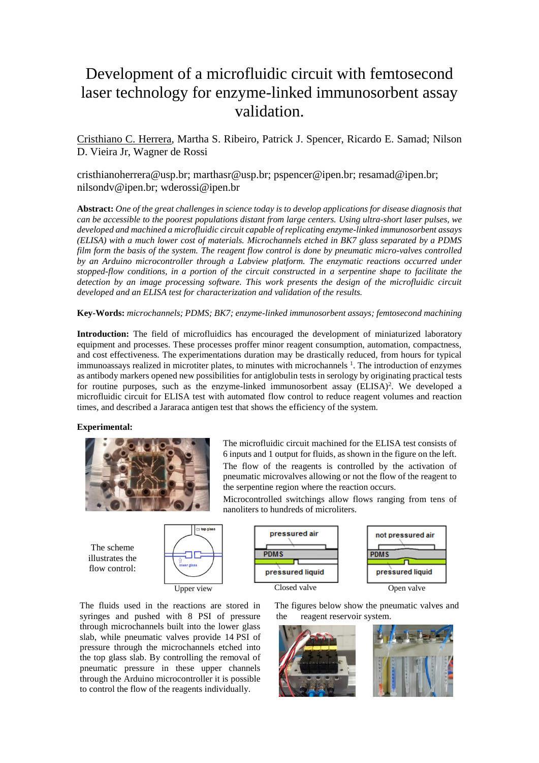# Development of a microfluidic circuit with femtosecond laser technology for enzyme-linked immunosorbent assay validation.

Cristhiano C. Herrera, Martha S. Ribeiro, Patrick J. Spencer, Ricardo E. Samad; Nilson D. Vieira Jr, Wagner de Rossi

cristhianoherrera@usp.br; marthasr@usp.br; pspencer@ipen.br; resamad@ipen.br; nilsondv@ipen.br; wderossi@ipen.br

**Abstract:** *One of the great challenges in science today is to develop applications for disease diagnosis that can be accessible to the poorest populations distant from large centers. Using ultra-short laser pulses, we developed and machined a microfluidic circuit capable of replicating enzyme-linked immunosorbent assays (ELISA) with a much lower cost of materials. Microchannels etched in BK7 glass separated by a PDMS film form the basis of the system. The reagent flow control is done by pneumatic micro-valves controlled by an Arduino microcontroller through a Labview platform. The enzymatic reactions occurred under stopped-flow conditions, in a portion of the circuit constructed in a serpentine shape to facilitate the detection by an image processing software. This work presents the design of the microfluidic circuit developed and an ELISA test for characterization and validation of the results.*

**Key-Words:** *microchannels; PDMS; BK7; enzyme-linked immunosorbent assays; femtosecond machining*

**Introduction:** The field of microfluidics has encouraged the development of miniaturized laboratory equipment and processes. These processes proffer minor reagent consumption, automation, compactness, and cost effectiveness. The experimentations duration may be drastically reduced, from hours for typical immunoassays realized in microtiter plates, to minutes with microchannels [1]. The introduction of enzymes as antibody markers opened new possibilities for antiglobulin tests in serology by originating practical tests for routine purposes, such as the enzyme-linked immunosorbent assay (ELISA)[2]. We developed a microfluidic circuit for ELISA test with automated flow control to reduce reagent volumes and reaction times, and described a Jararaca antigen test that shows the efficiency of the system.

**Experimental:**

The microfluidic circuit machined for the ELISA test consists of 6 inputs and 1 output for fluids, as shown in the figure on the left. The flow of the reagents is controlled by the activation of pneumatic microvalves allowing or not the flow of the reagent to the serpentine region where the reaction occurs.

Microcontrolled switchings allow flows ranging from tens of nanoliters to hundreds of microliters.

The scheme illustrates the flow control:

Upper view

Closed valve

Open valve

The fluids used in the reactions are stored in syringes and pushed with 8 PSI of pressure through microchannels built into the lower glass slab, while pneumatic valves provide 14 PSI of pressure through the microchannels etched into the top glass slab. By controlling the removal of pneumatic pressure in these upper channels through the Arduino microcontroller it is possible to control the flow of the reagents individually.

The figures below show the pneumatic valves and the reagent reservoir system.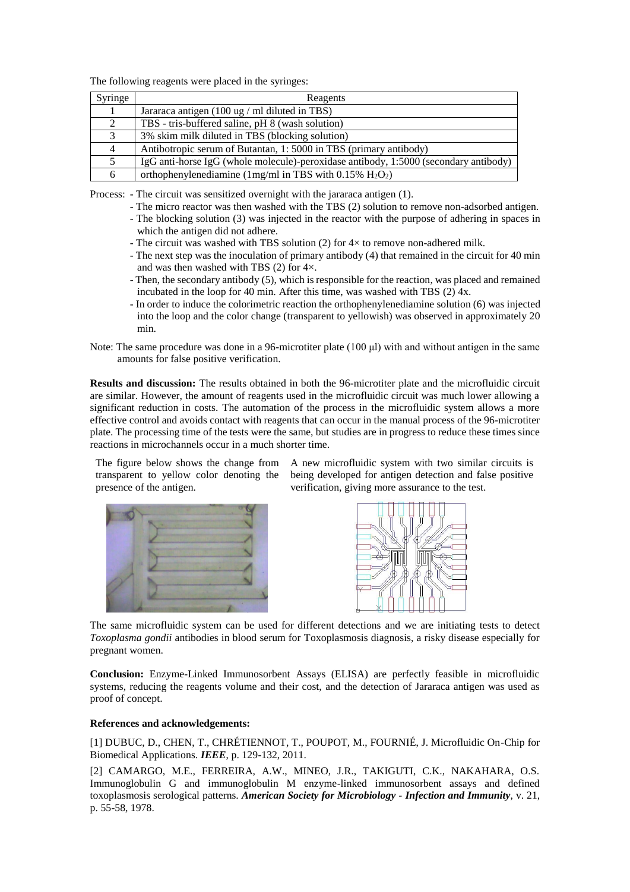The following reagents were placed in the syringes:

| Syringe | Reagents |
|---|---|
| 1 | Jararaca antigen (100 ug / ml diluted in TBS) |
| 2 | TBS - tris-buffered saline, pH 8 (wash solution) |
| 3 | 3% skim milk diluted in TBS (blocking solution) |
| 4 | Antibotropic serum of Butantan, 1: 5000 in TBS (primary antibody) |
| 5 | IgG anti-horse IgG (whole molecule)-peroxidase antibody, 1:5000 (secondary antibody) |
| 6 | orthophenylenediamine (1mg/ml in TBS with 0.15% $H_2O_2$) |

Process:
- The circuit was sensitized overnight with the jararaca antigen (1).
- The micro reactor was then washed with the TBS (2) solution to remove non-adsorbed antigen.
- The blocking solution (3) was injected in the reactor with the purpose of adhering in spaces in which the antigen did not adhere.
- The circuit was washed with TBS solution (2) for 4× to remove non-adhered milk.
- The next step was the inoculation of primary antibody (4) that remained in the circuit for 40 min and was then washed with TBS (2) for 4×.
- Then, the secondary antibody (5), which is responsible for the reaction, was placed and remained incubated in the loop for 40 min. After this time, was washed with TBS (2) 4x.
- In order to induce the colorimetric reaction the orthophenylenediamine solution (6) was injected into the loop and the color change (transparent to yellowish) was observed in approximately 20 min.

Note: The same procedure was done in a 96-microtiter plate (100 µl) with and without antigen in the same amounts for false positive verification.

**Results and discussion:** The results obtained in both the 96-microtiter plate and the microfluidic circuit are similar. However, the amount of reagents used in the microfluidic circuit was much lower allowing a significant reduction in costs. The automation of the process in the microfluidic system allows a more effective control and avoids contact with reagents that can occur in the manual process of the 96-microtiter plate. The processing time of the tests were the same, but studies are in progress to reduce these times since reactions in microchannels occur in a much shorter time.

The figure below shows the change from transparent to yellow color denoting the presence of the antigen.

A new microfluidic system with two similar circuits is being developed for antigen detection and false positive verification, giving more assurance to the test.

The same microfluidic system can be used for different detections and we are initiating tests to detect *Toxoplasma gondii* antibodies in blood serum for Toxoplasmosis diagnosis, a risky disease especially for pregnant women.

**Conclusion:** Enzyme-Linked Immunosorbent Assays (ELISA) are perfectly feasible in microfluidic systems, reducing the reagents volume and their cost, and the detection of Jararaca antigen was used as proof of concept.

**References and acknowledgements:**

[1] DUBUC, D., CHEN, T., CHRÉTIENNOT, T., POUPOT, M., FOURNIÉ, J. Microfluidic On-Chip for Biomedical Applications. ***IEEE***, p. 129-132, 2011.

[2] CAMARGO, M.E., FERREIRA, A.W., MINEO, J.R., TAKIGUTI, C.K., NAKAHARA, O.S. Immunoglobulin G and immunoglobulin M enzyme-linked immunosorbent assays and defined toxoplasmosis serological patterns. ***American Society for Microbiology - Infection and Immunity***, v. 21, p. 55-58, 1978.